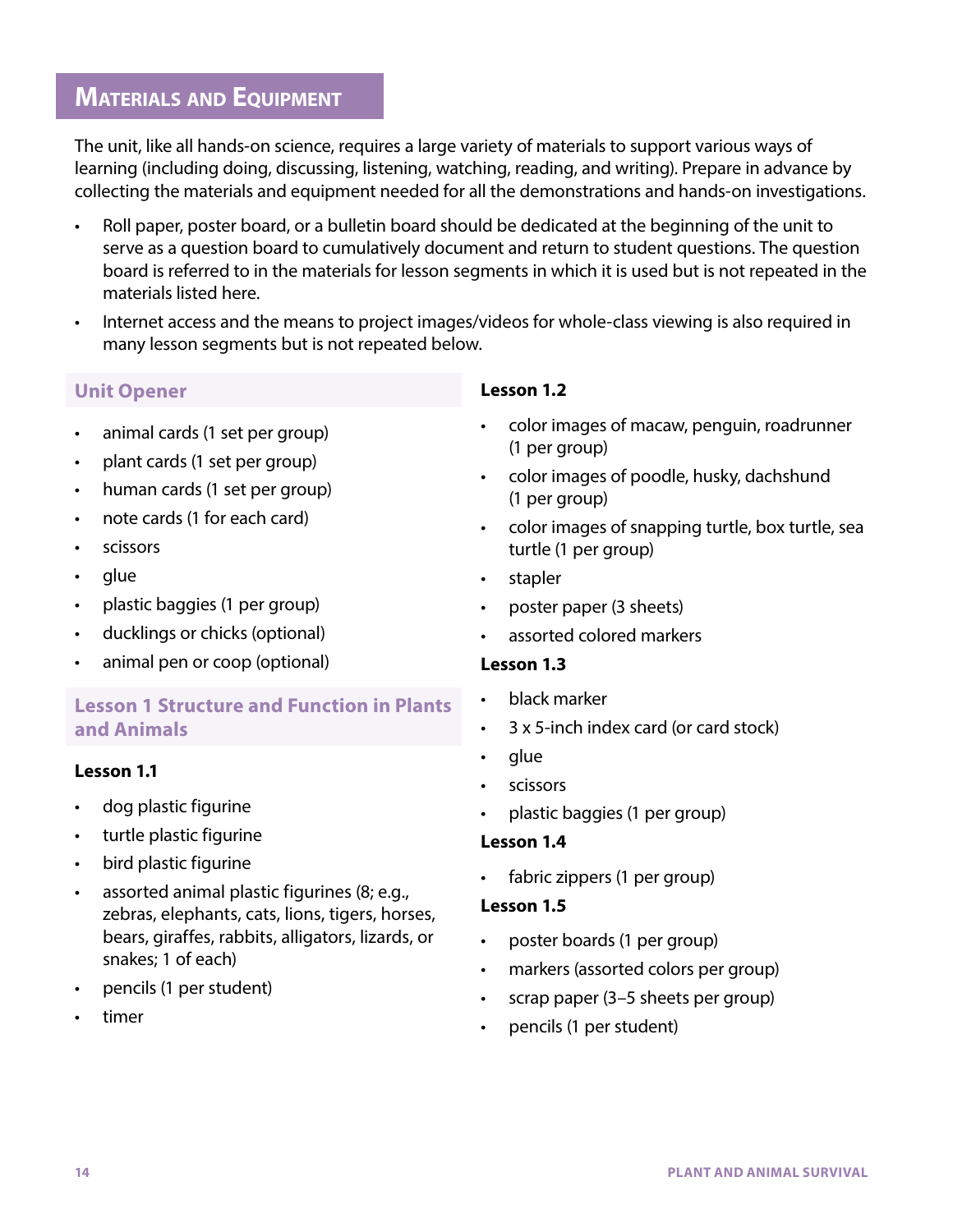# Materials and Equipment

The unit, like all hands-on science, requires a large variety of materials to support various ways of learning (including doing, discussing, listening, watching, reading, and writing). Prepare in advance by collecting the materials and equipment needed for all the demonstrations and hands-on investigations.

- Roll paper, poster board, or a bulletin board should be dedicated at the beginning of the unit to serve as a question board to cumulatively document and return to student questions. The question board is referred to in the materials for lesson segments in which it is used but is not repeated in the materials listed here.
- Internet access and the means to project images/videos for whole-class viewing is also required in many lesson segments but is not repeated below.

## Unit Opener

- animal cards (1 set per group)
- plant cards (1 set per group)
- human cards (1 set per group)
- note cards (1 for each card)
- scissors
- glue
- plastic baggies (1 per group)
- ducklings or chicks (optional)
- animal pen or coop (optional)

## Lesson 1 Structure and Function in Plants and Animals

### Lesson 1.1

- dog plastic figurine
- turtle plastic figurine
- bird plastic figurine
- assorted animal plastic figurines (8; e.g., zebras, elephants, cats, lions, tigers, horses, bears, giraffes, rabbits, alligators, lizards, or snakes; 1 of each)
- pencils (1 per student)
- timer

### Lesson 1.2

- color images of macaw, penguin, roadrunner (1 per group)
- color images of poodle, husky, dachshund (1 per group)
- color images of snapping turtle, box turtle, sea turtle (1 per group)
- stapler
- poster paper (3 sheets)
- assorted colored markers

### Lesson 1.3

- black marker
- 3 x 5-inch index card (or card stock)
- glue
- scissors
- plastic baggies (1 per group)

### Lesson 1.4

- fabric zippers (1 per group)

### Lesson 1.5

- poster boards (1 per group)
- markers (assorted colors per group)
- scrap paper (3–5 sheets per group)
- pencils (1 per student)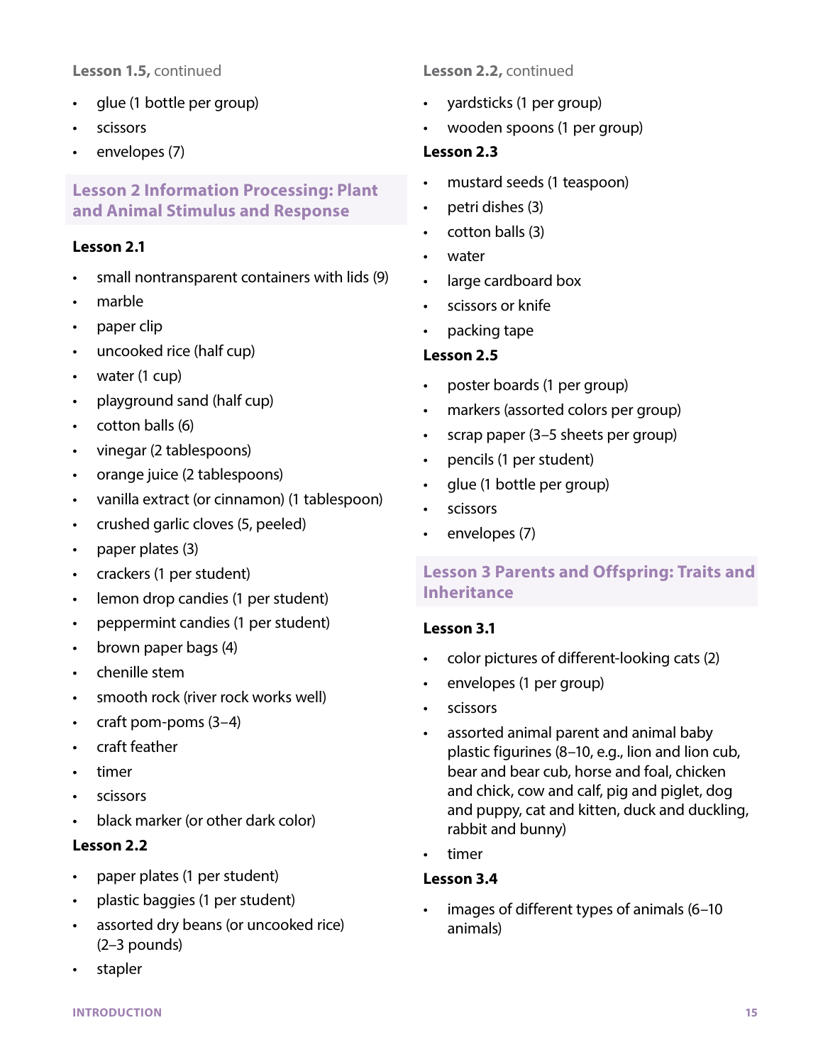**Lesson 1.5,** continued

- glue (1 bottle per group)
- scissors
- envelopes (7)

## Lesson 2 Information Processing: Plant and Animal Stimulus and Response

**Lesson 2.1**

- small nontransparent containers with lids (9)
- marble
- paper clip
- uncooked rice (half cup)
- water (1 cup)
- playground sand (half cup)
- cotton balls (6)
- vinegar (2 tablespoons)
- orange juice (2 tablespoons)
- vanilla extract (or cinnamon) (1 tablespoon)
- crushed garlic cloves (5, peeled)
- paper plates (3)
- crackers (1 per student)
- lemon drop candies (1 per student)
- peppermint candies (1 per student)
- brown paper bags (4)
- chenille stem
- smooth rock (river rock works well)
- craft pom-poms (3–4)
- craft feather
- timer
- scissors
- black marker (or other dark color)

**Lesson 2.2**

- paper plates (1 per student)
- plastic baggies (1 per student)
- assorted dry beans (or uncooked rice) (2–3 pounds)
- stapler

**Lesson 2.2,** continued

- yardsticks (1 per group)
- wooden spoons (1 per group)

**Lesson 2.3**

- mustard seeds (1 teaspoon)
- petri dishes (3)
- cotton balls (3)
- water
- large cardboard box
- scissors or knife
- packing tape

**Lesson 2.5**

- poster boards (1 per group)
- markers (assorted colors per group)
- scrap paper (3–5 sheets per group)
- pencils (1 per student)
- glue (1 bottle per group)
- scissors
- envelopes (7)

## Lesson 3 Parents and Offspring: Traits and Inheritance

**Lesson 3.1**

- color pictures of different-looking cats (2)
- envelopes (1 per group)
- scissors
- assorted animal parent and animal baby plastic figurines (8–10, e.g., lion and lion cub, bear and bear cub, horse and foal, chicken and chick, cow and calf, pig and piglet, dog and puppy, cat and kitten, duck and duckling, rabbit and bunny)
- timer

**Lesson 3.4**

- images of different types of animals (6–10 animals)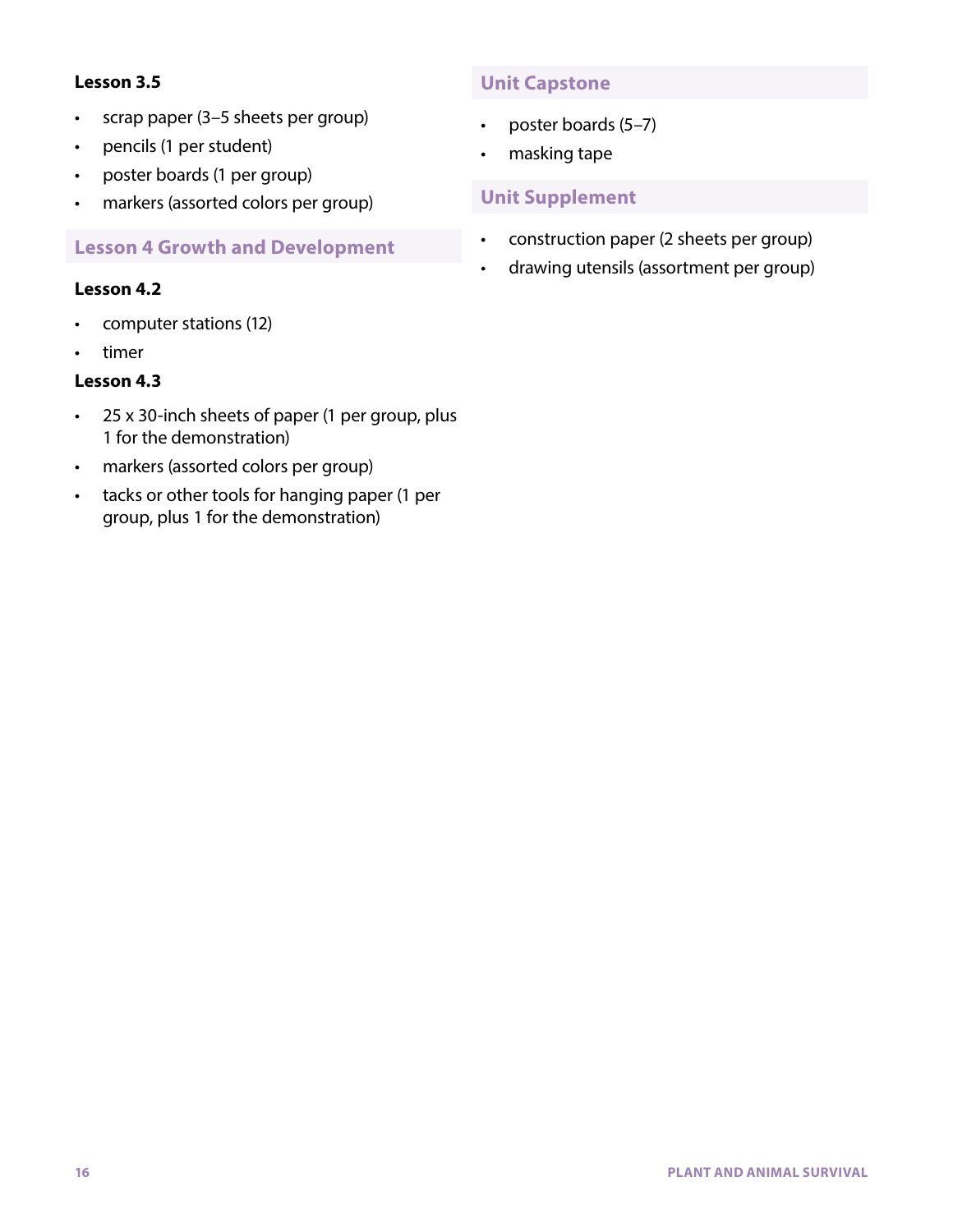**Lesson 3.5**

- scrap paper (3–5 sheets per group)
- pencils (1 per student)
- poster boards (1 per group)
- markers (assorted colors per group)

## Lesson 4 Growth and Development

**Lesson 4.2**

- computer stations (12)
- timer

**Lesson 4.3**

- 25 x 30-inch sheets of paper (1 per group, plus 1 for the demonstration)
- markers (assorted colors per group)
- tacks or other tools for hanging paper (1 per group, plus 1 for the demonstration)

## Unit Capstone

- poster boards (5–7)
- masking tape

## Unit Supplement

- construction paper (2 sheets per group)
- drawing utensils (assortment per group)